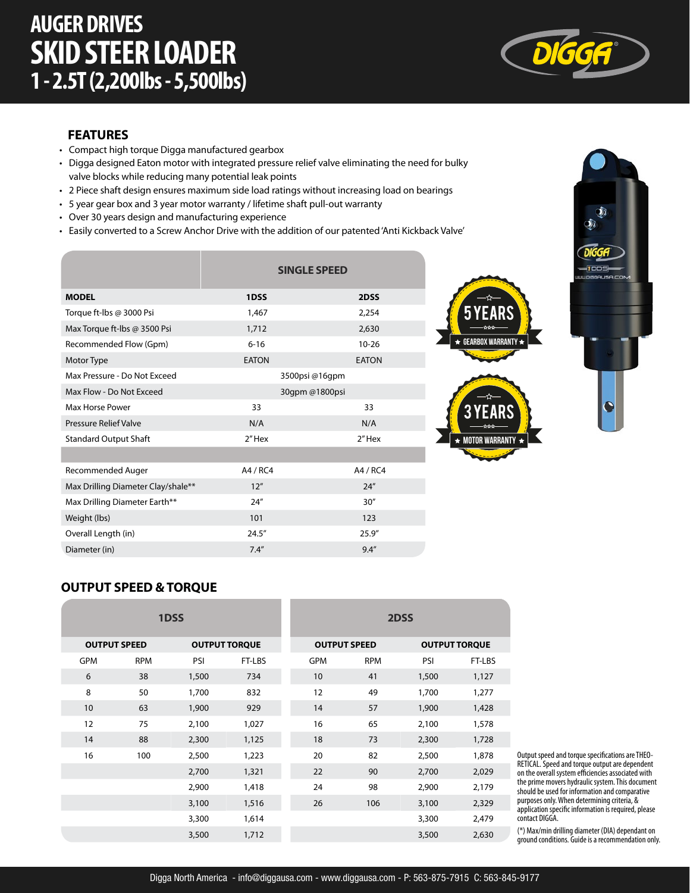# AUGER DRIVES
# SKID STEER LOADER
# 1 - 2.5T (2,200lbs - 5,500lbs)

## FEATURES

- Compact high torque Digga manufactured gearbox
- Digga designed Eaton motor with integrated pressure relief valve eliminating the need for bulky valve blocks while reducing many potential leak points
- 2 Piece shaft design ensures maximum side load ratings without increasing load on bearings
- 5 year gear box and 3 year motor warranty / lifetime shaft pull-out warranty
- Over 30 years design and manufacturing experience
- Easily converted to a Screw Anchor Drive with the addition of our patented 'Anti Kickback Valve'

| | SINGLE SPEED | |
|---|---|---|
| **MODEL** | **1DSS** | **2DSS** |
| Torque ft-lbs @ 3000 Psi | 1,467 | 2,254 |
| Max Torque ft-lbs @ 3500 Psi | 1,712 | 2,630 |
| Recommended Flow (Gpm) | 6-16 | 10-26 |
| Motor Type | EATON | EATON |
| Max Pressure - Do Not Exceed | 3500psi @16gpm | |
| Max Flow - Do Not Exceed | 30gpm @1800psi | |
| Max Horse Power | 33 | 33 |
| Pressure Relief Valve | N/A | N/A |
| Standard Output Shaft | 2" Hex | 2" Hex |
| | | |
| Recommended Auger | A4 / RC4 | A4 / RC4 |
| Max Drilling Diameter Clay/shale** | 12" | 24" |
| Max Drilling Diameter Earth** | 24" | 30" |
| Weight (lbs) | 101 | 123 |
| Overall Length (in) | 24.5" | 25.9" |
| Diameter (in) | 7.4" | 9.4" |

5 YEARS GEARBOX WARRANTY

3 YEARS MOTOR WARRANTY

## OUTPUT SPEED & TORQUE

| 1DSS | | | | 2DSS | | | |
|---|---|---|---|---|---|---|---|
| **OUTPUT SPEED** | | **OUTPUT TORQUE** | | **OUTPUT SPEED** | | **OUTPUT TORQUE** | |
| GPM | RPM | PSI | FT-LBS | GPM | RPM | PSI | FT-LBS |
| 6 | 38 | 1,500 | 734 | 10 | 41 | 1,500 | 1,127 |
| 8 | 50 | 1,700 | 832 | 12 | 49 | 1,700 | 1,277 |
| 10 | 63 | 1,900 | 929 | 14 | 57 | 1,900 | 1,428 |
| 12 | 75 | 2,100 | 1,027 | 16 | 65 | 2,100 | 1,578 |
| 14 | 88 | 2,300 | 1,125 | 18 | 73 | 2,300 | 1,728 |
| 16 | 100 | 2,500 | 1,223 | 20 | 82 | 2,500 | 1,878 |
| | | 2,700 | 1,321 | 22 | 90 | 2,700 | 2,029 |
| | | 2,900 | 1,418 | 24 | 98 | 2,900 | 2,179 |
| | | 3,100 | 1,516 | 26 | 106 | 3,100 | 2,329 |
| | | 3,300 | 1,614 | | | 3,300 | 2,479 |
| | | 3,500 | 1,712 | | | 3,500 | 2,630 |

Output speed and torque specifications are THEORETICAL. Speed and torque output are dependent on the overall system efficiencies associated with the prime movers hydraulic system. This document should be used for information and comparative purposes only. When determining criteria, & application specific information is required, please contact DIGGA.

(*) Max/min drilling diameter (DIA) dependant on ground conditions. Guide is a recommendation only.

Digga North America - info@diggausa.com - www.diggausa.com - P: 563-875-7915 C: 563-845-9177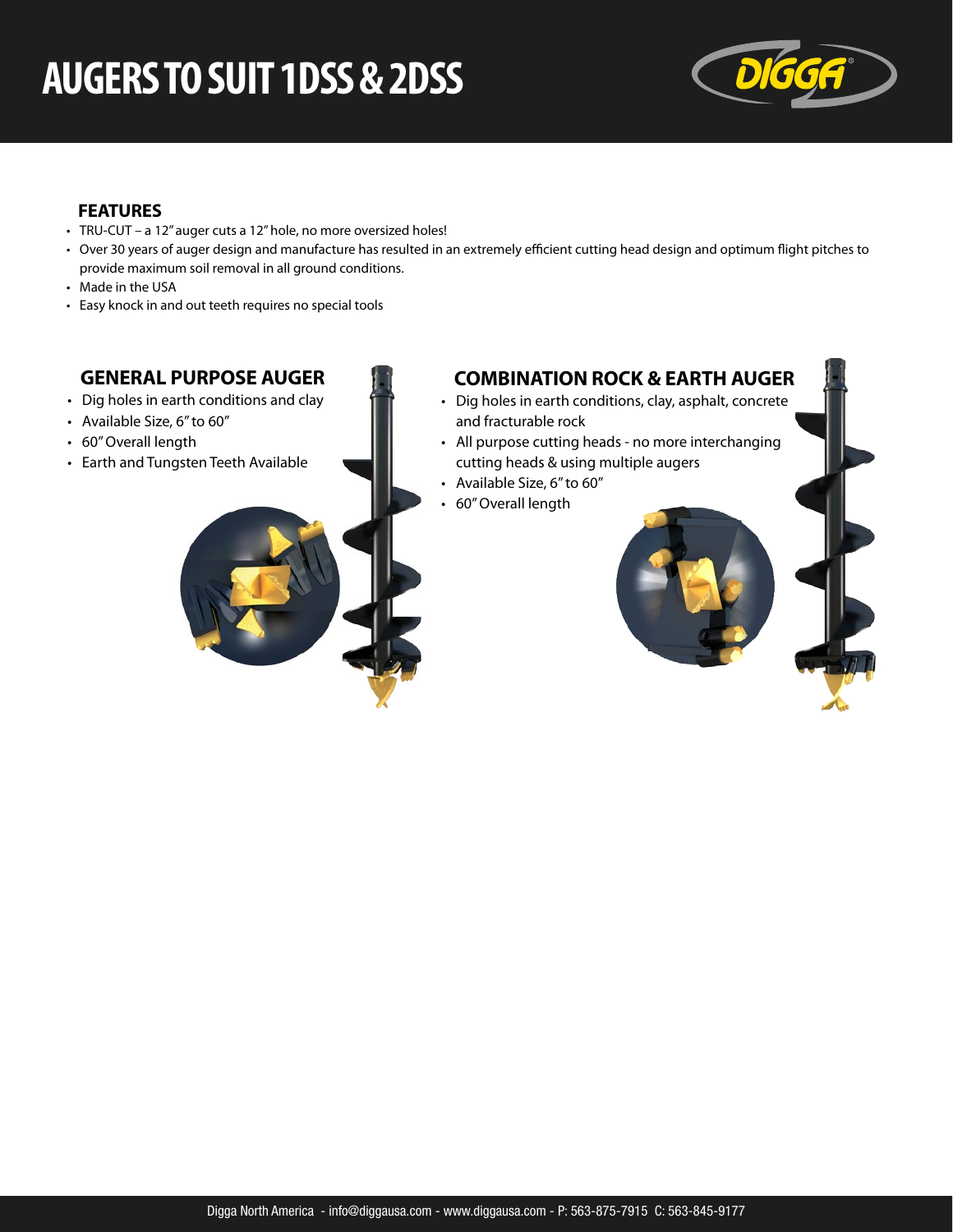# AUGERS TO SUIT 1DSS & 2DSS

## FEATURES

- TRU-CUT – a 12" auger cuts a 12" hole, no more oversized holes!
- Over 30 years of auger design and manufacture has resulted in an extremely efficient cutting head design and optimum flight pitches to provide maximum soil removal in all ground conditions.
- Made in the USA
- Easy knock in and out teeth requires no special tools

## GENERAL PURPOSE AUGER

- Dig holes in earth conditions and clay
- Available Size, 6" to 60"
- 60" Overall length
- Earth and Tungsten Teeth Available

## COMBINATION ROCK & EARTH AUGER

- Dig holes in earth conditions, clay, asphalt, concrete and fracturable rock
- All purpose cutting heads - no more interchanging cutting heads & using multiple augers
- Available Size, 6" to 60"
- 60" Overall length

Digga North America - info@diggausa.com - www.diggausa.com - P: 563-875-7915 C: 563-845-9177